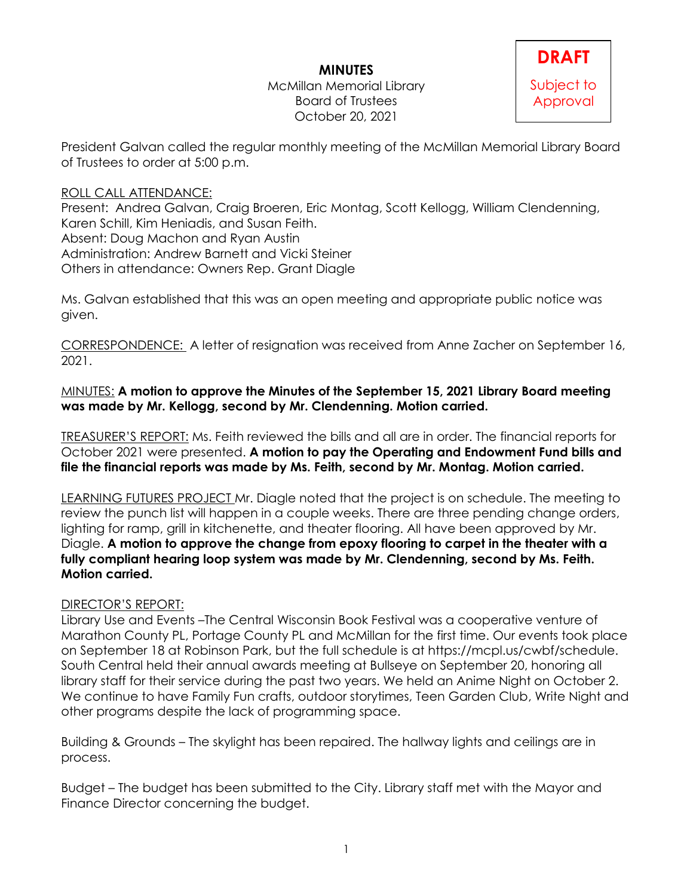**DRAFT**

Subject to Approval

# MINUTES

McMillan Memorial Library
Board of Trustees
October 20, 2021

President Galvan called the regular monthly meeting of the McMillan Memorial Library Board of Trustees to order at 5:00 p.m.

ROLL CALL ATTENDANCE:
Present: Andrea Galvan, Craig Broeren, Eric Montag, Scott Kellogg, William Clendenning, Karen Schill, Kim Heniadis, and Susan Feith.
Absent: Doug Machon and Ryan Austin
Administration: Andrew Barnett and Vicki Steiner
Others in attendance: Owners Rep. Grant Diagle

Ms. Galvan established that this was an open meeting and appropriate public notice was given.

CORRESPONDENCE: A letter of resignation was received from Anne Zacher on September 16, 2021.

MINUTES: **A motion to approve the Minutes of the September 15, 2021 Library Board meeting was made by Mr. Kellogg, second by Mr. Clendenning. Motion carried.**

TREASURER'S REPORT: Ms. Feith reviewed the bills and all are in order. The financial reports for October 2021 were presented. **A motion to pay the Operating and Endowment Fund bills and file the financial reports was made by Ms. Feith, second by Mr. Montag. Motion carried.**

LEARNING FUTURES PROJECT Mr. Diagle noted that the project is on schedule. The meeting to review the punch list will happen in a couple weeks. There are three pending change orders, lighting for ramp, grill in kitchenette, and theater flooring. All have been approved by Mr. Diagle. **A motion to approve the change from epoxy flooring to carpet in the theater with a fully compliant hearing loop system was made by Mr. Clendenning, second by Ms. Feith. Motion carried.**

DIRECTOR'S REPORT:
Library Use and Events –The Central Wisconsin Book Festival was a cooperative venture of Marathon County PL, Portage County PL and McMillan for the first time. Our events took place on September 18 at Robinson Park, but the full schedule is at https://mcpl.us/cwbf/schedule. South Central held their annual awards meeting at Bullseye on September 20, honoring all library staff for their service during the past two years. We held an Anime Night on October 2. We continue to have Family Fun crafts, outdoor storytimes, Teen Garden Club, Write Night and other programs despite the lack of programming space.

Building & Grounds – The skylight has been repaired. The hallway lights and ceilings are in process.

Budget – The budget has been submitted to the City. Library staff met with the Mayor and Finance Director concerning the budget.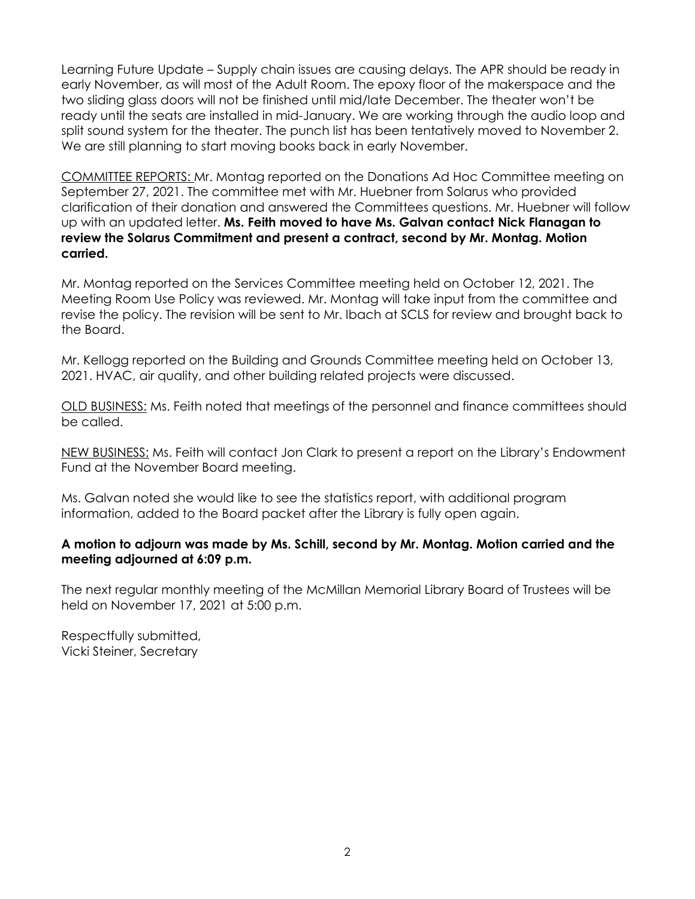Learning Future Update – Supply chain issues are causing delays. The APR should be ready in early November, as will most of the Adult Room. The epoxy floor of the makerspace and the two sliding glass doors will not be finished until mid/late December. The theater won't be ready until the seats are installed in mid-January. We are working through the audio loop and split sound system for the theater. The punch list has been tentatively moved to November 2. We are still planning to start moving books back in early November.

COMMITTEE REPORTS: Mr. Montag reported on the Donations Ad Hoc Committee meeting on September 27, 2021. The committee met with Mr. Huebner from Solarus who provided clarification of their donation and answered the Committees questions. Mr. Huebner will follow up with an updated letter. **Ms. Feith moved to have Ms. Galvan contact Nick Flanagan to review the Solarus Commitment and present a contract, second by Mr. Montag. Motion carried.**

Mr. Montag reported on the Services Committee meeting held on October 12, 2021. The Meeting Room Use Policy was reviewed. Mr. Montag will take input from the committee and revise the policy. The revision will be sent to Mr. Ibach at SCLS for review and brought back to the Board.

Mr. Kellogg reported on the Building and Grounds Committee meeting held on October 13, 2021. HVAC, air quality, and other building related projects were discussed.

OLD BUSINESS: Ms. Feith noted that meetings of the personnel and finance committees should be called.

NEW BUSINESS: Ms. Feith will contact Jon Clark to present a report on the Library's Endowment Fund at the November Board meeting.

Ms. Galvan noted she would like to see the statistics report, with additional program information, added to the Board packet after the Library is fully open again.

**A motion to adjourn was made by Ms. Schill, second by Mr. Montag. Motion carried and the meeting adjourned at 6:09 p.m.**

The next regular monthly meeting of the McMillan Memorial Library Board of Trustees will be held on November 17, 2021 at 5:00 p.m.

Respectfully submitted,
Vicki Steiner, Secretary